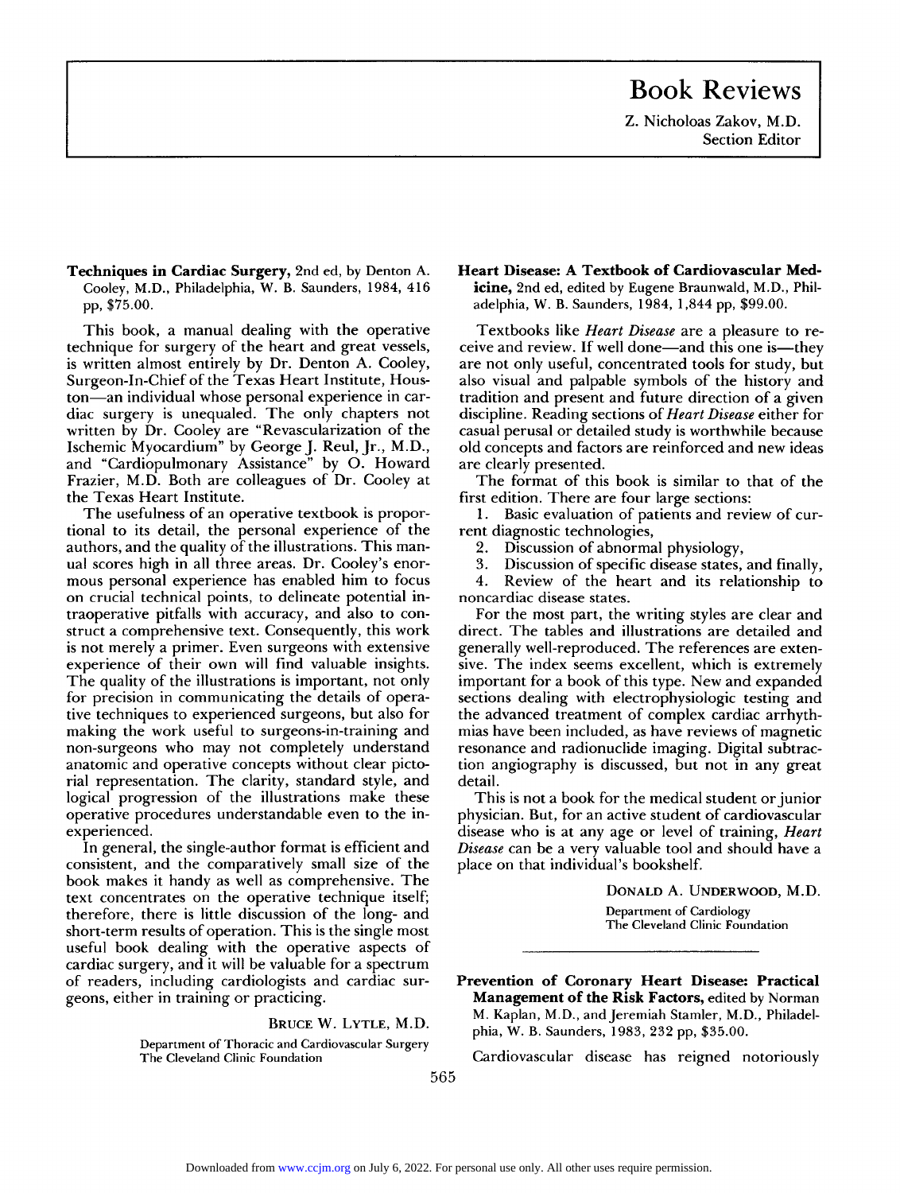# Book Reviews

Z. Nicholoas Zakov, M.D.
Section Editor

**Techniques in Cardiac Surgery,** 2nd ed, by Denton A. Cooley, M.D., Philadelphia, W. B. Saunders, 1984, 416 pp, $75.00.

This book, a manual dealing with the operative technique for surgery of the heart and great vessels, is written almost entirely by Dr. Denton A. Cooley, Surgeon-In-Chief of the Texas Heart Institute, Houston—an individual whose personal experience in cardiac surgery is unequaled. The only chapters not written by Dr. Cooley are "Revascularization of the Ischemic Myocardium" by George J. Reul, Jr., M.D., and "Cardiopulmonary Assistance" by O. Howard Frazier, M.D. Both are colleagues of Dr. Cooley at the Texas Heart Institute.

The usefulness of an operative textbook is proportional to its detail, the personal experience of the authors, and the quality of the illustrations. This manual scores high in all three areas. Dr. Cooley's enormous personal experience has enabled him to focus on crucial technical points, to delineate potential intraoperative pitfalls with accuracy, and also to construct a comprehensive text. Consequently, this work is not merely a primer. Even surgeons with extensive experience of their own will find valuable insights. The quality of the illustrations is important, not only for precision in communicating the details of operative techniques to experienced surgeons, but also for making the work useful to surgeons-in-training and non-surgeons who may not completely understand anatomic and operative concepts without clear pictorial representation. The clarity, standard style, and logical progression of the illustrations make these operative procedures understandable even to the inexperienced.

In general, the single-author format is efficient and consistent, and the comparatively small size of the book makes it handy as well as comprehensive. The text concentrates on the operative technique itself; therefore, there is little discussion of the long- and short-term results of operation. This is the single most useful book dealing with the operative aspects of cardiac surgery, and it will be valuable for a spectrum of readers, including cardiologists and cardiac surgeons, either in training or practicing.

BRUCE W. LYTLE, M.D.
Department of Thoracic and Cardiovascular Surgery
The Cleveland Clinic Foundation

**Heart Disease: A Textbook of Cardiovascular Medicine,** 2nd ed, edited by Eugene Braunwald, M.D., Philadelphia, W. B. Saunders, 1984, 1,844 pp, $99.00.

Textbooks like *Heart Disease* are a pleasure to receive and review. If well done—and this one is—they are not only useful, concentrated tools for study, but also visual and palpable symbols of the history and tradition and present and future direction of a given discipline. Reading sections of *Heart Disease* either for casual perusal or detailed study is worthwhile because old concepts and factors are reinforced and new ideas are clearly presented.

The format of this book is similar to that of the first edition. There are four large sections:

1. Basic evaluation of patients and review of current diagnostic technologies,
2. Discussion of abnormal physiology,
3. Discussion of specific disease states, and finally,
4. Review of the heart and its relationship to noncardiac disease states.

For the most part, the writing styles are clear and direct. The tables and illustrations are detailed and generally well-reproduced. The references are extensive. The index seems excellent, which is extremely important for a book of this type. New and expanded sections dealing with electrophysiologic testing and the advanced treatment of complex cardiac arrhythmias have been included, as have reviews of magnetic resonance and radionuclide imaging. Digital subtraction angiography is discussed, but not in any great detail.

This is not a book for the medical student or junior physician. But, for an active student of cardiovascular disease who is at any age or level of training, *Heart Disease* can be a very valuable tool and should have a place on that individual's bookshelf.

DONALD A. UNDERWOOD, M.D.
Department of Cardiology
The Cleveland Clinic Foundation

**Prevention of Coronary Heart Disease: Practical Management of the Risk Factors,** edited by Norman M. Kaplan, M.D., and Jeremiah Stamler, M.D., Philadelphia, W. B. Saunders, 1983, 232 pp, $35.00.

Cardiovascular disease has reigned notoriously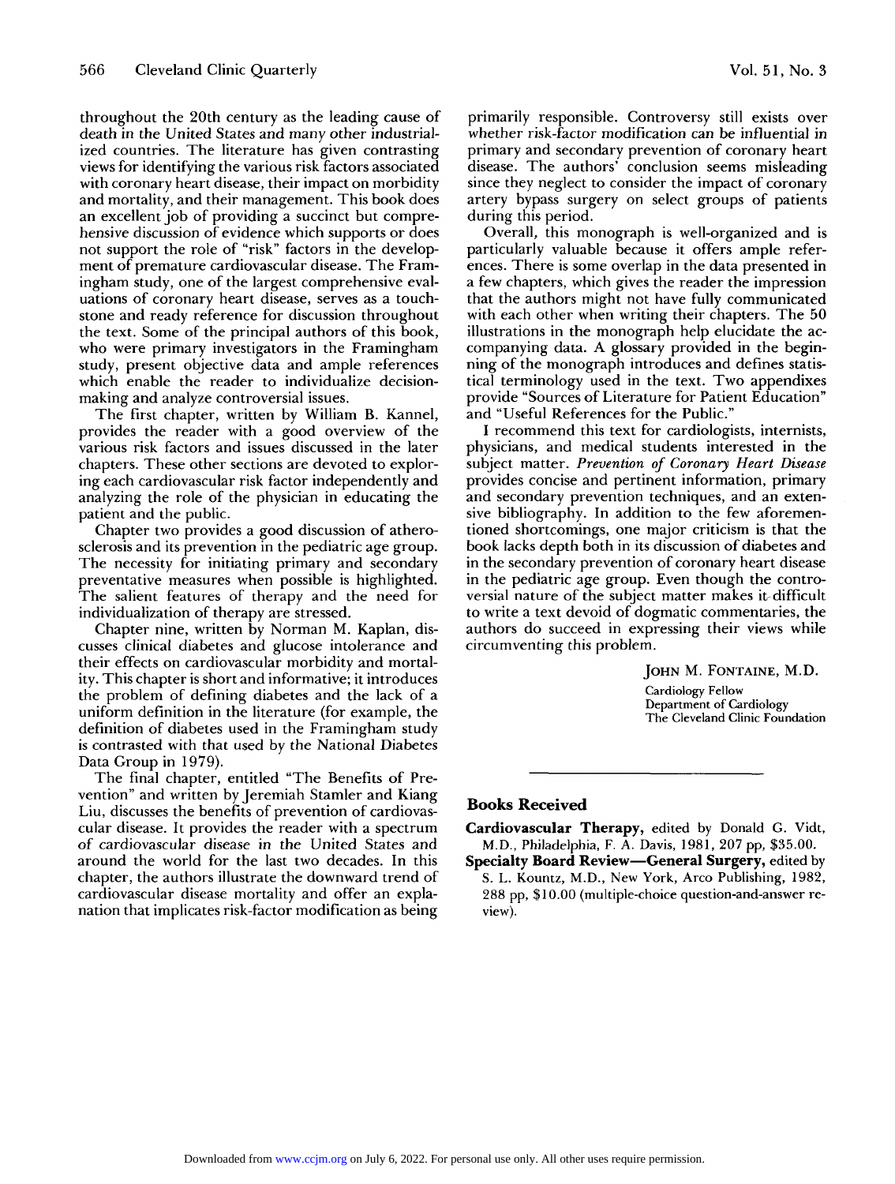throughout the 20th century as the leading cause of death in the United States and many other industrialized countries. The literature has given contrasting views for identifying the various risk factors associated with coronary heart disease, their impact on morbidity and mortality, and their management. This book does an excellent job of providing a succinct but comprehensive discussion of evidence which supports or does not support the role of "risk" factors in the development of premature cardiovascular disease. The Framingham study, one of the largest comprehensive evaluations of coronary heart disease, serves as a touchstone and ready reference for discussion throughout the text. Some of the principal authors of this book, who were primary investigators in the Framingham study, present objective data and ample references which enable the reader to individualize decision-making and analyze controversial issues.

The first chapter, written by William B. Kannel, provides the reader with a good overview of the various risk factors and issues discussed in the later chapters. These other sections are devoted to exploring each cardiovascular risk factor independently and analyzing the role of the physician in educating the patient and the public.

Chapter two provides a good discussion of atherosclerosis and its prevention in the pediatric age group. The necessity for initiating primary and secondary preventative measures when possible is highlighted. The salient features of therapy and the need for individualization of therapy are stressed.

Chapter nine, written by Norman M. Kaplan, discusses clinical diabetes and glucose intolerance and their effects on cardiovascular morbidity and mortality. This chapter is short and informative; it introduces the problem of defining diabetes and the lack of a uniform definition in the literature (for example, the definition of diabetes used in the Framingham study is contrasted with that used by the National Diabetes Data Group in 1979).

The final chapter, entitled "The Benefits of Prevention" and written by Jeremiah Stamler and Kiang Liu, discusses the benefits of prevention of cardiovascular disease. It provides the reader with a spectrum of cardiovascular disease in the United States and around the world for the last two decades. In this chapter, the authors illustrate the downward trend of cardiovascular disease mortality and offer an explanation that implicates risk-factor modification as being primarily responsible. Controversy still exists over whether risk-factor modification can be influential in primary and secondary prevention of coronary heart disease. The authors' conclusion seems misleading since they neglect to consider the impact of coronary artery bypass surgery on select groups of patients during this period.

Overall, this monograph is well-organized and is particularly valuable because it offers ample references. There is some overlap in the data presented in a few chapters, which gives the reader the impression that the authors might not have fully communicated with each other when writing their chapters. The 50 illustrations in the monograph help elucidate the accompanying data. A glossary provided in the beginning of the monograph introduces and defines statistical terminology used in the text. Two appendixes provide "Sources of Literature for Patient Education" and "Useful References for the Public."

I recommend this text for cardiologists, internists, physicians, and medical students interested in the subject matter. *Prevention of Coronary Heart Disease* provides concise and pertinent information, primary and secondary prevention techniques, and an extensive bibliography. In addition to the few aforementioned shortcomings, one major criticism is that the book lacks depth both in its discussion of diabetes and in the secondary prevention of coronary heart disease in the pediatric age group. Even though the controversial nature of the subject matter makes it difficult to write a text devoid of dogmatic commentaries, the authors do succeed in expressing their views while circumventing this problem.

JOHN M. FONTAINE, M.D.
Cardiology Fellow
Department of Cardiology
The Cleveland Clinic Foundation

## Books Received

**Cardiovascular Therapy,** edited by Donald G. Vidt, M.D., Philadelphia, F. A. Davis, 1981, 207 pp, $35.00.

**Specialty Board Review—General Surgery,** edited by S. L. Kountz, M.D., New York, Arco Publishing, 1982, 288 pp, $10.00 (multiple-choice question-and-answer review).